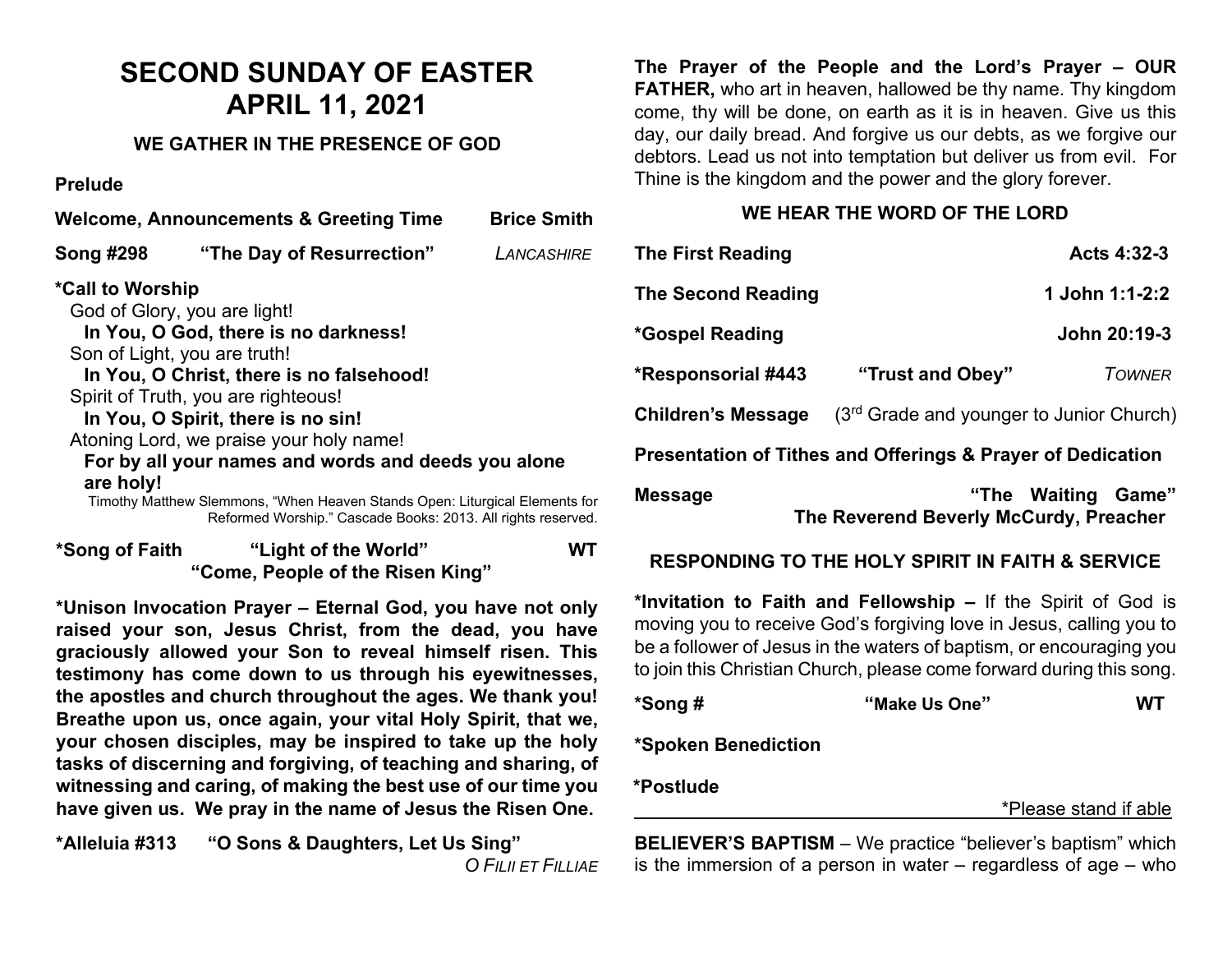# SECOND SUNDAY OF EASTER
# APRIL 11, 2021

### WE GATHER IN THE PRESENCE OF GOD

**Prelude**

**Welcome, Announcements & Greeting Time** **Brice Smith**

**Song #298** **"The Day of Resurrection"** *LANCASHIRE*

**\*Call to Worship**

God of Glory, you are light!
**In You, O God, there is no darkness!**
Son of Light, you are truth!
**In You, O Christ, there is no falsehood!**
Spirit of Truth, you are righteous!
**In You, O Spirit, there is no sin!**
Atoning Lord, we praise your holy name!
**For by all your names and words and deeds you alone are holy!**

Timothy Matthew Slemmons, "When Heaven Stands Open: Liturgical Elements for Reformed Worship." Cascade Books: 2013. All rights reserved.

**\*Song of Faith** **"Light of the World"** **WT**
**"Come, People of the Risen King"**

**\*Unison Invocation Prayer – Eternal God, you have not only raised your son, Jesus Christ, from the dead, you have graciously allowed your Son to reveal himself risen. This testimony has come down to us through his eyewitnesses, the apostles and church throughout the ages. We thank you! Breathe upon us, once again, your vital Holy Spirit, that we, your chosen disciples, may be inspired to take up the holy tasks of discerning and forgiving, of teaching and sharing, of witnessing and caring, of making the best use of our time you have given us. We pray in the name of Jesus the Risen One.**

**\*Alleluia #313** **"O Sons & Daughters, Let Us Sing"** *O FILII ET FILLIAE*

**The Prayer of the People and the Lord's Prayer – OUR FATHER,** who art in heaven, hallowed be thy name. Thy kingdom come, thy will be done, on earth as it is in heaven. Give us this day, our daily bread. And forgive us our debts, as we forgive our debtors. Lead us not into temptation but deliver us from evil. For Thine is the kingdom and the power and the glory forever.

### WE HEAR THE WORD OF THE LORD

**The First Reading** **Acts 4:32-3**

**The Second Reading** **1 John 1:1-2:2**

**\*Gospel Reading** **John 20:19-3**

**\*Responsorial #443** **"Trust and Obey"** *TOWNER*

**Children's Message** (3rd Grade and younger to Junior Church)

**Presentation of Tithes and Offerings & Prayer of Dedication**

**Message** **"The Waiting Game"**
**The Reverend Beverly McCurdy, Preacher**

### RESPONDING TO THE HOLY SPIRIT IN FAITH & SERVICE

**\*Invitation to Faith and Fellowship –** If the Spirit of God is moving you to receive God's forgiving love in Jesus, calling you to be a follower of Jesus in the waters of baptism, or encouraging you to join this Christian Church, please come forward during this song.

**\*Song #** **"Make Us One"** **WT**

**\*Spoken Benediction**

**\*Postlude**

\*Please stand if able

---

**BELIEVER'S BAPTISM** – We practice "believer's baptism" which is the immersion of a person in water – regardless of age – who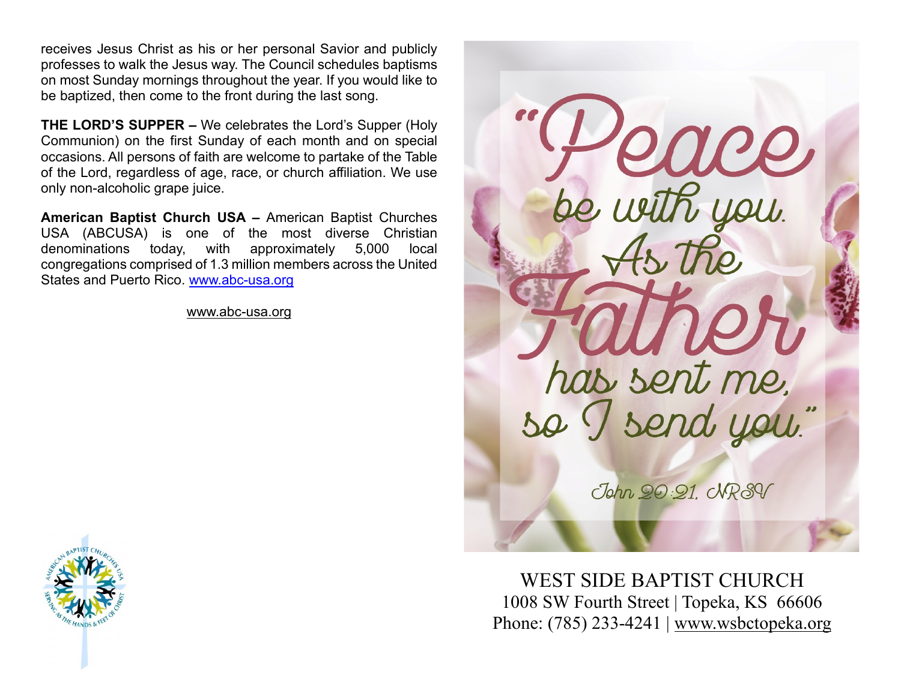receives Jesus Christ as his or her personal Savior and publicly professes to walk the Jesus way. The Council schedules baptisms on most Sunday mornings throughout the year. If you would like to be baptized, then come to the front during the last song.

**THE LORD'S SUPPER –** We celebrates the Lord's Supper (Holy Communion) on the first Sunday of each month and on special occasions. All persons of faith are welcome to partake of the Table of the Lord, regardless of age, race, or church affiliation. We use only non-alcoholic grape juice.

**American Baptist Church USA –** American Baptist Churches USA (ABCUSA) is one of the most diverse Christian denominations today, with approximately 5,000 local congregations comprised of 1.3 million members across the United States and Puerto Rico. www.abc-usa.org

www.abc-usa.org

"Peace be with you. As the Father has sent me, so I send you."

John 20:21, NRSV

WEST SIDE BAPTIST CHURCH
1008 SW Fourth Street | Topeka, KS 66606
Phone: (785) 233-4241 | www.wsbctopeka.org